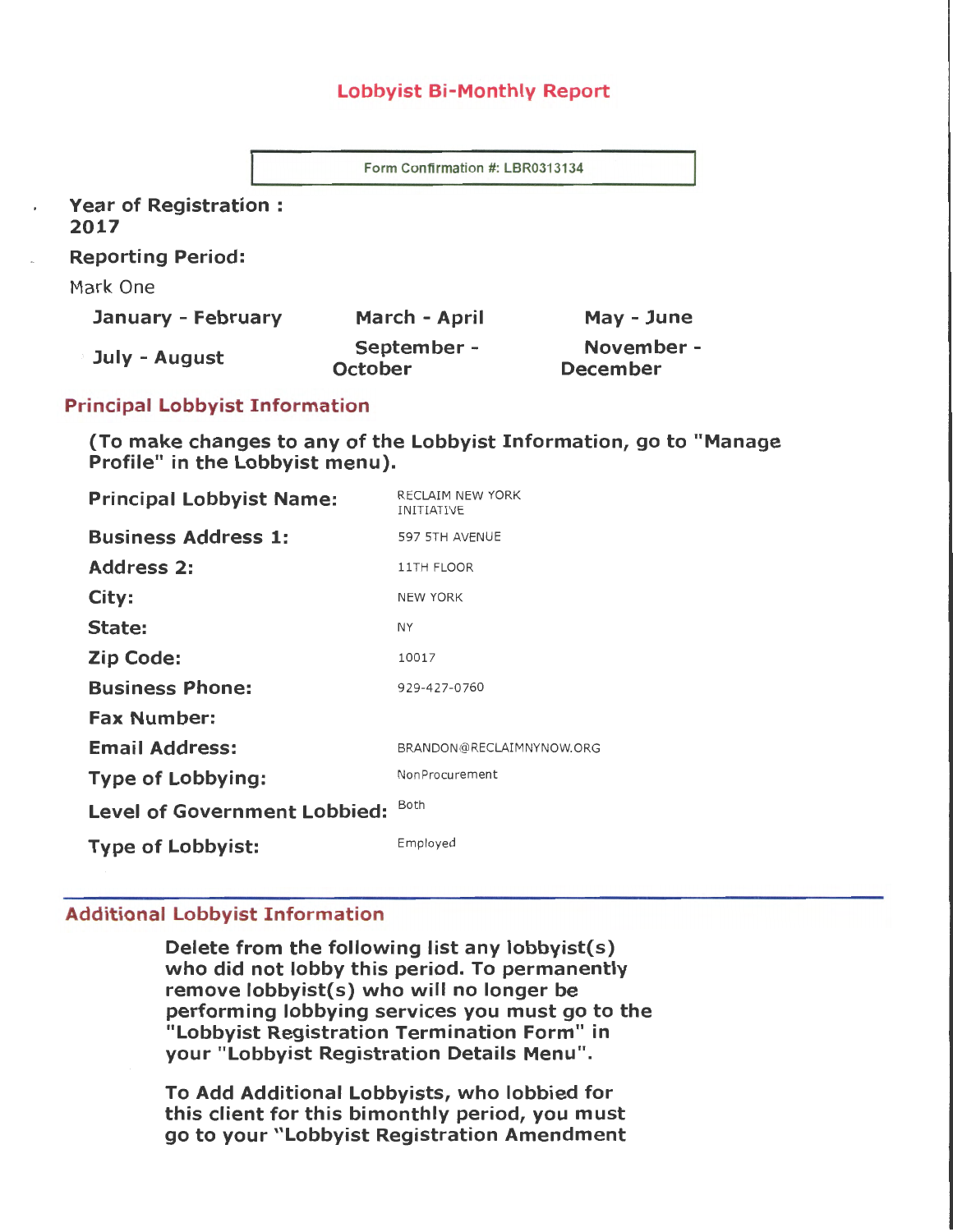## Lobbyist Bi-Monthly Report

Form Confirmation #: LBR0313134

**Year of Registration :**
**2017**

**Reporting Period:**

Mark One

| | | |
|---|---|---|
| **January - February** | **March - April** | **May - June** |
| **July - August** | **September - October** | **November - December** |

### Principal Lobbyist Information

**(To make changes to any of the Lobbyist Information, go to "Manage Profile" in the Lobbyist menu).**

| | |
|---|---|
| **Principal Lobbyist Name:** | RECLAIM NEW YORK INITIATIVE |
| **Business Address 1:** | 597 5TH AVENUE |
| **Address 2:** | 11TH FLOOR |
| **City:** | NEW YORK |
| **State:** | NY |
| **Zip Code:** | 10017 |
| **Business Phone:** | 929-427-0760 |
| **Fax Number:** | |
| **Email Address:** | BRANDON@RECLAIMNYNOW.ORG |
| **Type of Lobbying:** | NonProcurement |
| **Level of Government Lobbied:** | Both |
| **Type of Lobbyist:** | Employed |

### Additional Lobbyist Information

**Delete from the following list any lobbyist(s) who did not lobby this period. To permanently remove lobbyist(s) who will no longer be performing lobbying services you must go to the "Lobbyist Registration Termination Form" in your "Lobbyist Registration Details Menu".**

**To Add Additional Lobbyists, who lobbied for this client for this bimonthly period, you must go to your "Lobbyist Registration Amendment**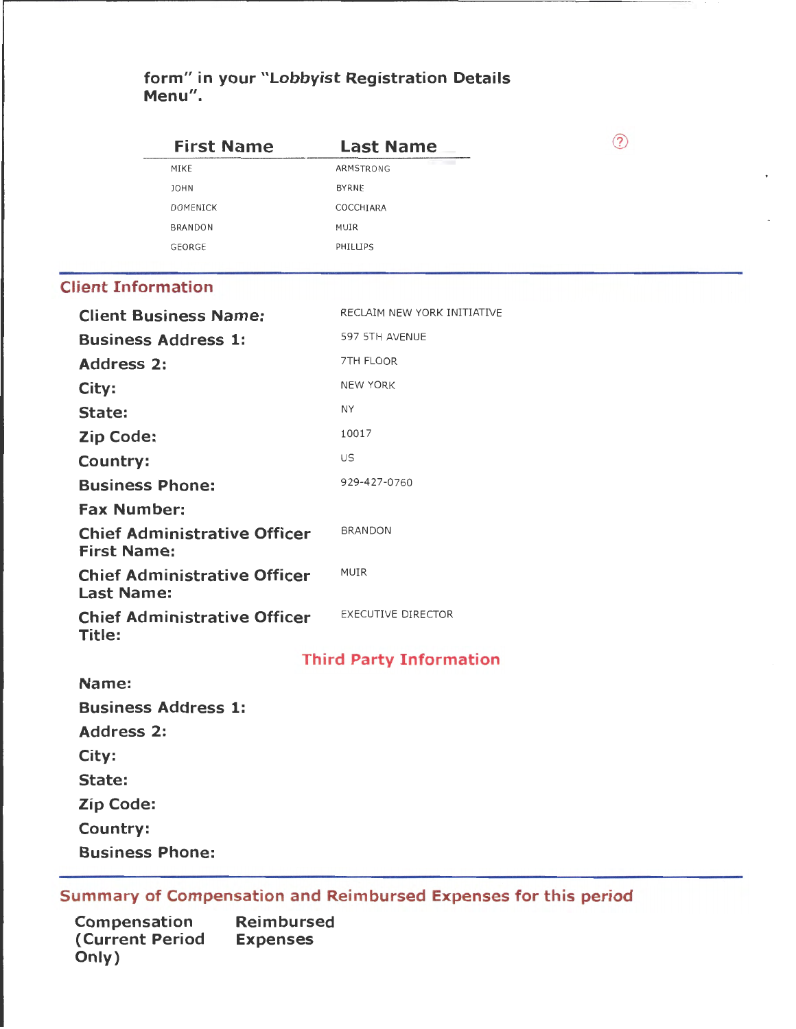form" in your "*Lobbyist* Registration Details Menu".

| First Name | Last Name |
| --- | --- |
| MIKE | ARMSTRONG |
| JOHN | BYRNE |
| DOMENICK | COCCHIARA |
| BRANDON | MUIR |
| GEORGE | PHILLIPS |

## Client Information

| | |
| --- | --- |
| **Client Business Name:** | RECLAIM NEW YORK INITIATIVE |
| **Business Address 1:** | 597 5TH AVENUE |
| **Address 2:** | 7TH FLOOR |
| **City:** | NEW YORK |
| **State:** | NY |
| **Zip Code:** | 10017 |
| **Country:** | US |
| **Business Phone:** | 929-427-0760 |
| **Fax Number:** | |
| **Chief Administrative Officer First Name:** | BRANDON |
| **Chief Administrative Officer Last Name:** | MUIR |
| **Chief Administrative Officer Title:** | EXECUTIVE DIRECTOR |

## Third Party Information

| | |
| --- | --- |
| **Name:** | |
| **Business Address 1:** | |
| **Address 2:** | |
| **City:** | |
| **State:** | |
| **Zip Code:** | |
| **Country:** | |
| **Business Phone:** | |

## Summary of Compensation and Reimbursed Expenses for this period

| Compensation (Current Period Only) | Reimbursed Expenses |
| --- | --- |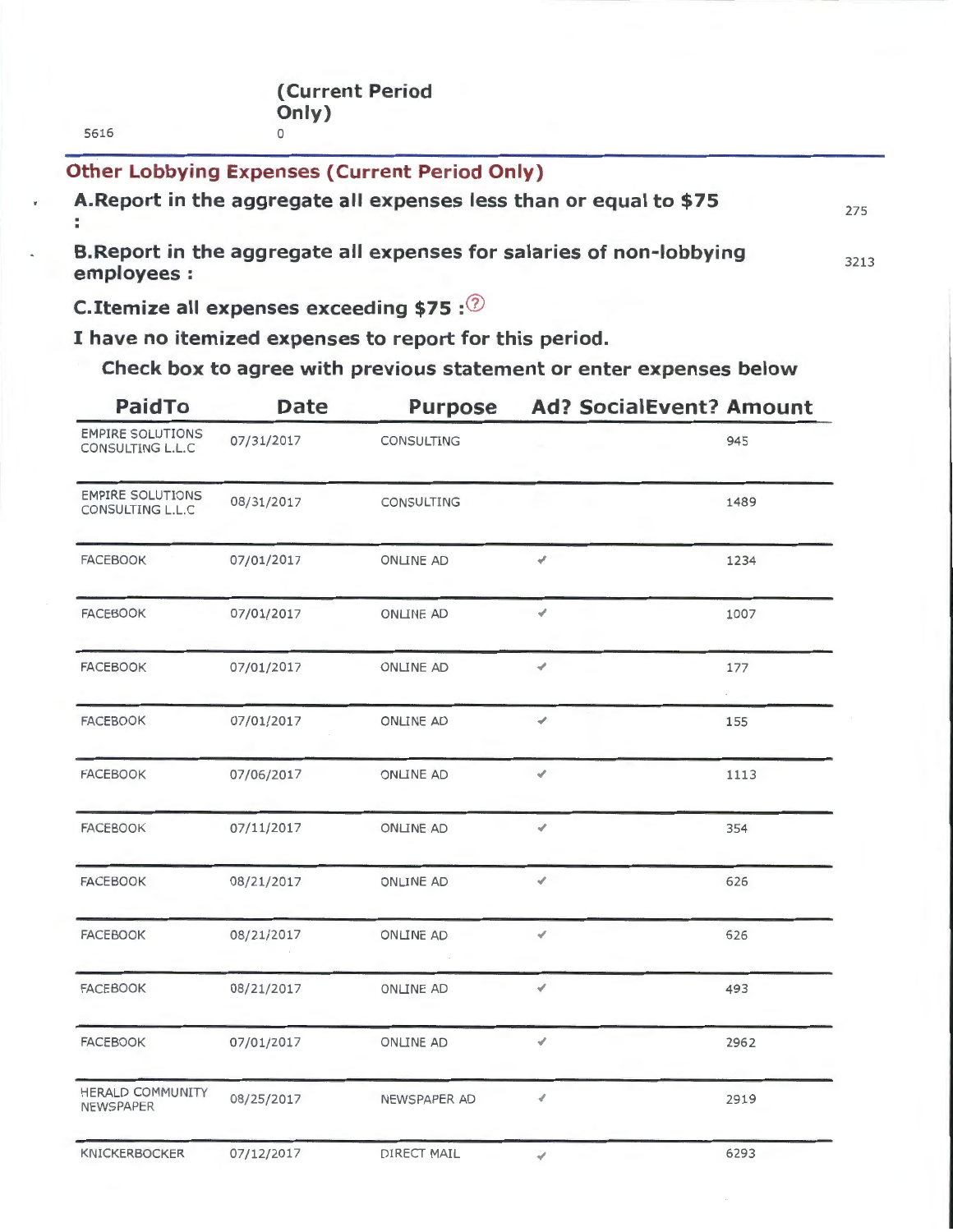5616

**(Current Period Only)**

0

## Other Lobbying Expenses (Current Period Only)

**A. Report in the aggregate all expenses less than or equal to $75 :** 275

**B. Report in the aggregate all expenses for salaries of non-lobbying employees :** 3213

**C. Itemize all expenses exceeding $75 :**

**I have no itemized expenses to report for this period.**

**Check box to agree with previous statement or enter expenses below**

| PaidTo | Date | Purpose | Ad? | SocialEvent? | Amount |
|---|---|---|---|---|---|
| EMPIRE SOLUTIONS CONSULTING L.L.C | 07/31/2017 | CONSULTING | | | 945 |
| EMPIRE SOLUTIONS CONSULTING L.L.C | 08/31/2017 | CONSULTING | | | 1489 |
| FACEBOOK | 07/01/2017 | ONLINE AD | ✔ | | 1234 |
| FACEBOOK | 07/01/2017 | ONLINE AD | ✔ | | 1007 |
| FACEBOOK | 07/01/2017 | ONLINE AD | ✔ | | 177 |
| FACEBOOK | 07/01/2017 | ONLINE AD | ✔ | | 155 |
| FACEBOOK | 07/06/2017 | ONLINE AD | ✔ | | 1113 |
| FACEBOOK | 07/11/2017 | ONLINE AD | ✔ | | 354 |
| FACEBOOK | 08/21/2017 | ONLINE AD | ✔ | | 626 |
| FACEBOOK | 08/21/2017 | ONLINE AD | ✔ | | 626 |
| FACEBOOK | 08/21/2017 | ONLINE AD | ✔ | | 493 |
| FACEBOOK | 07/01/2017 | ONLINE AD | ✔ | | 2962 |
| HERALD COMMUNITY NEWSPAPER | 08/25/2017 | NEWSPAPER AD | ✔ | | 2919 |
| KNICKERBOCKER | 07/12/2017 | DIRECT MAIL | ✔ | | 6293 |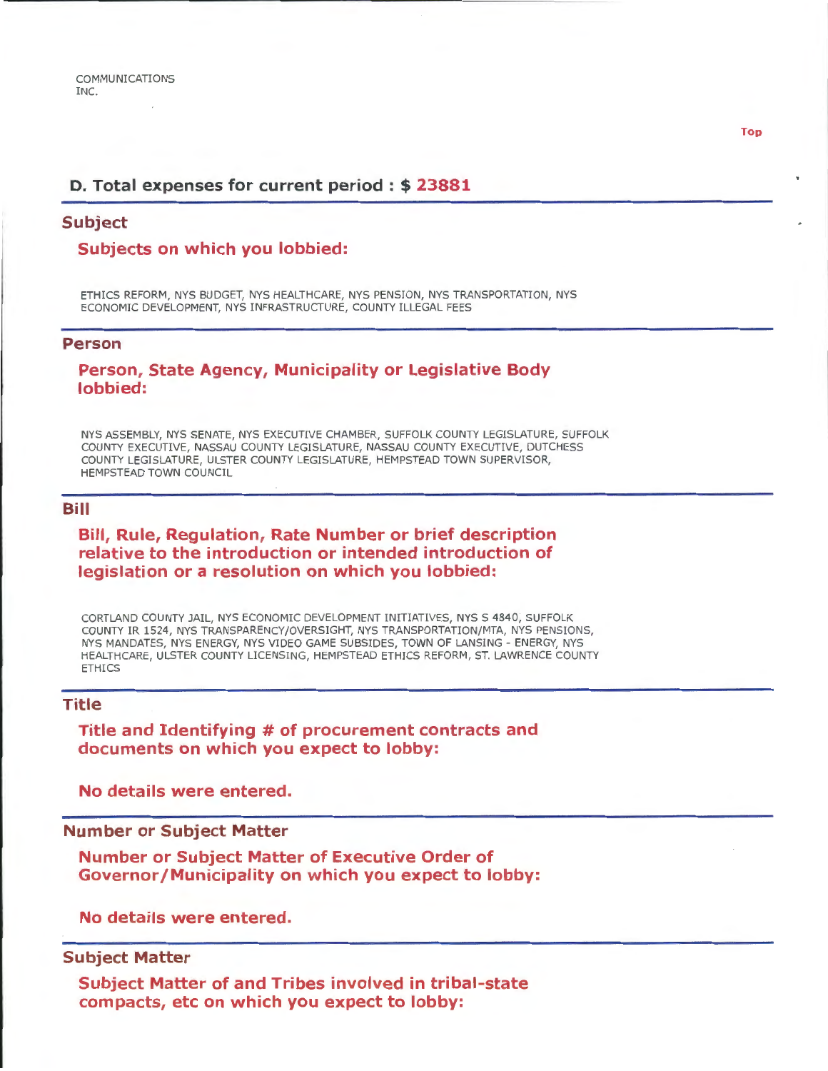COMMUNICATIONS
INC.

Top

### D. Total expenses for current period : $ 23881

## Subject

### Subjects on which you lobbied:

ETHICS REFORM, NYS BUDGET, NYS HEALTHCARE, NYS PENSION, NYS TRANSPORTATION, NYS ECONOMIC DEVELOPMENT, NYS INFRASTRUCTURE, COUNTY ILLEGAL FEES

## Person

### Person, State Agency, Municipality or Legislative Body lobbied:

NYS ASSEMBLY, NYS SENATE, NYS EXECUTIVE CHAMBER, SUFFOLK COUNTY LEGISLATURE, SUFFOLK COUNTY EXECUTIVE, NASSAU COUNTY LEGISLATURE, NASSAU COUNTY EXECUTIVE, DUTCHESS COUNTY LEGISLATURE, ULSTER COUNTY LEGISLATURE, HEMPSTEAD TOWN SUPERVISOR, HEMPSTEAD TOWN COUNCIL

## Bill

### Bill, Rule, Regulation, Rate Number or brief description relative to the introduction or intended introduction of legislation or a resolution on which you lobbied:

CORTLAND COUNTY JAIL, NYS ECONOMIC DEVELOPMENT INITIATIVES, NYS S 4840, SUFFOLK COUNTY IR 1524, NYS TRANSPARENCY/OVERSIGHT, NYS TRANSPORTATION/MTA, NYS PENSIONS, NYS MANDATES, NYS ENERGY, NYS VIDEO GAME SUBSIDES, TOWN OF LANSING - ENERGY, NYS HEALTHCARE, ULSTER COUNTY LICENSING, HEMPSTEAD ETHICS REFORM, ST. LAWRENCE COUNTY ETHICS

## Title

### Title and Identifying # of procurement contracts and documents on which you expect to lobby:

**No details were entered.**

## Number or Subject Matter

### Number or Subject Matter of Executive Order of Governor/Municipality on which you expect to lobby:

**No details were entered.**

## Subject Matter

### Subject Matter of and Tribes involved in tribal-state compacts, etc on which you expect to lobby: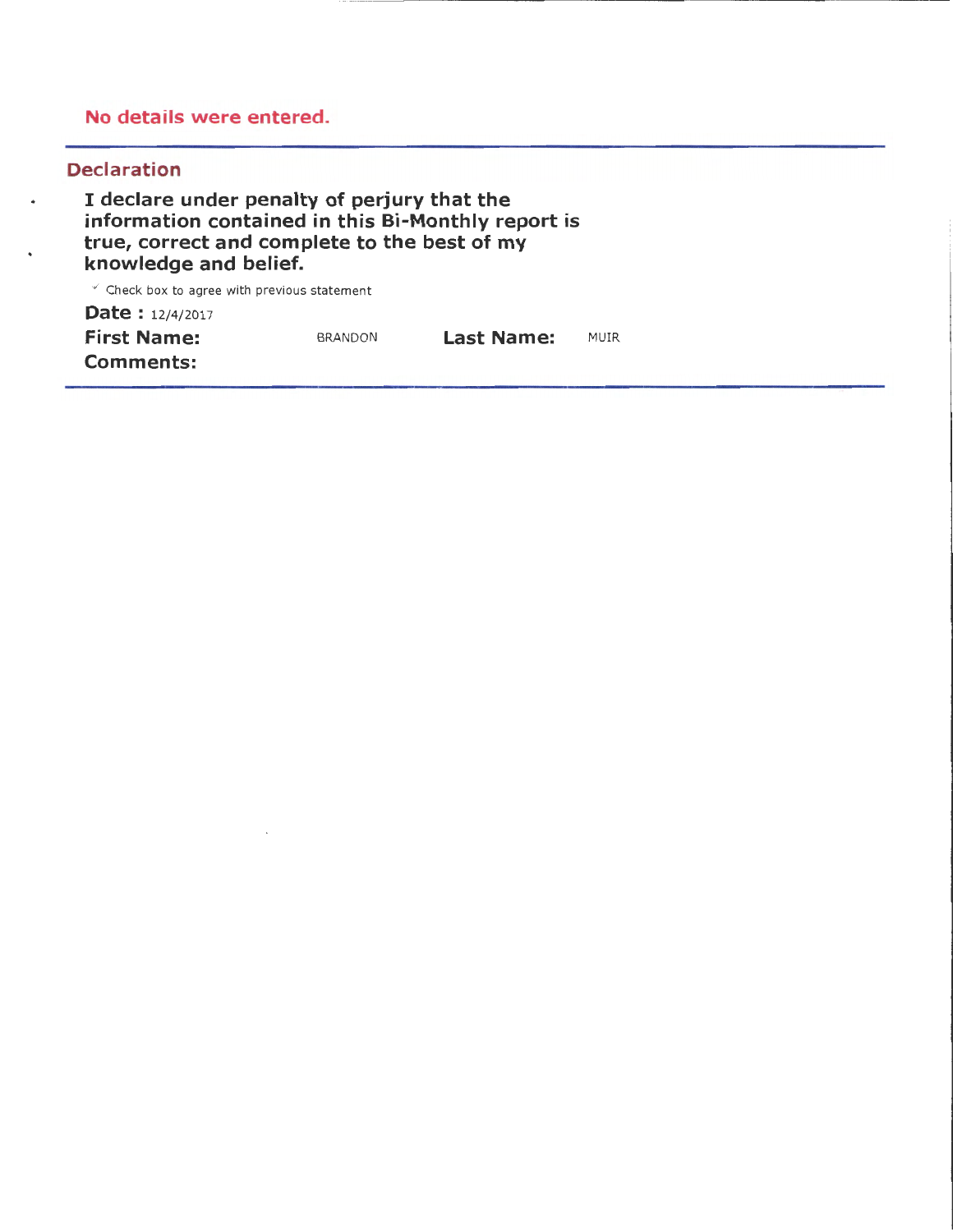No details were entered.

## Declaration

**I declare under penalty of perjury that the information contained in this Bi-Monthly report is true, correct and complete to the best of my knowledge and belief.**

✓ Check box to agree with previous statement

**Date :** 12/4/2017

**First Name:** BRANDON **Last Name:** MUIR

**Comments:**